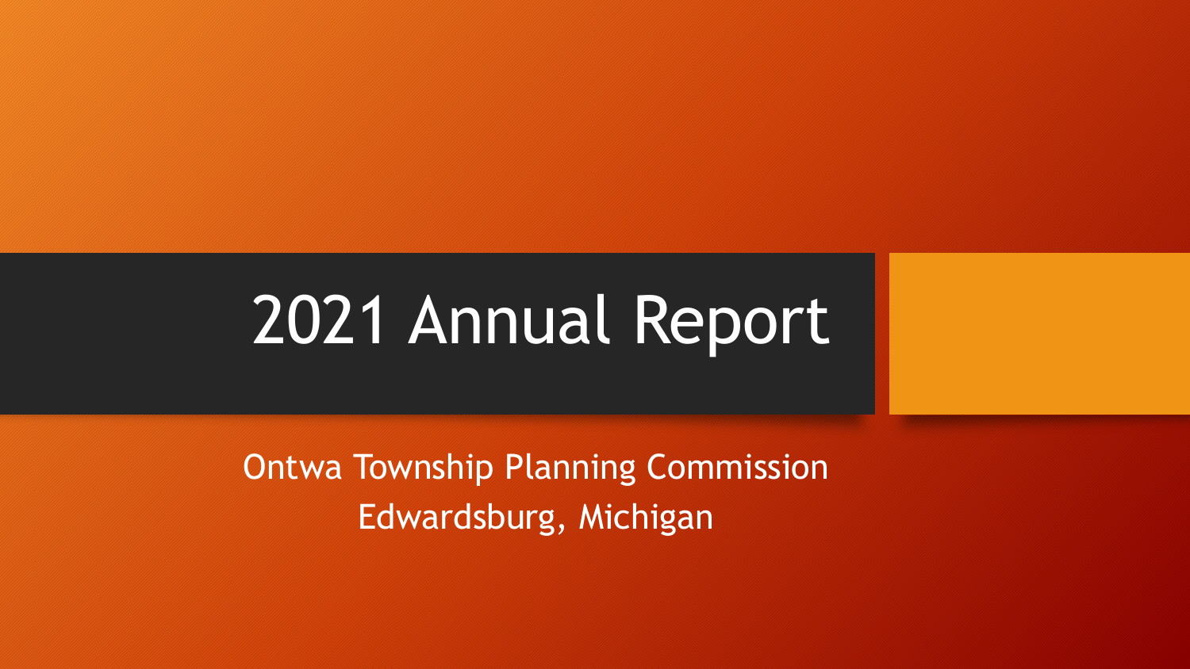# 2021 Annual Report

Ontwa Township Planning Commission
Edwardsburg, Michigan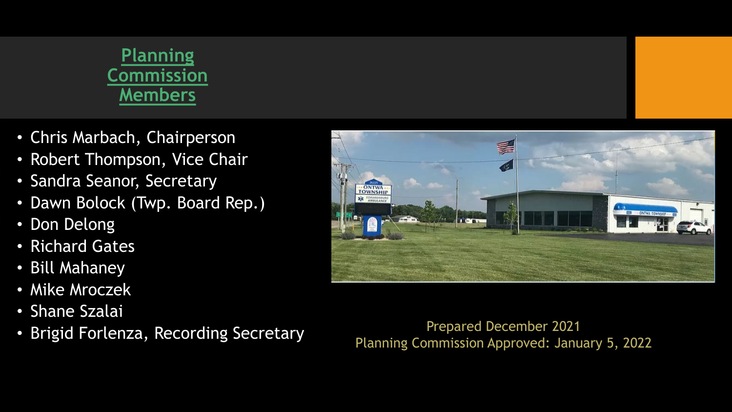# Planning Commission Members

- Chris Marbach, Chairperson
- Robert Thompson, Vice Chair
- Sandra Seanor, Secretary
- Dawn Bolock (Twp. Board Rep.)
- Don Delong
- Richard Gates
- Bill Mahaney
- Mike Mroczek
- Shane Szalai
- Brigid Forlenza, Recording Secretary

Prepared December 2021
Planning Commission Approved: January 5, 2022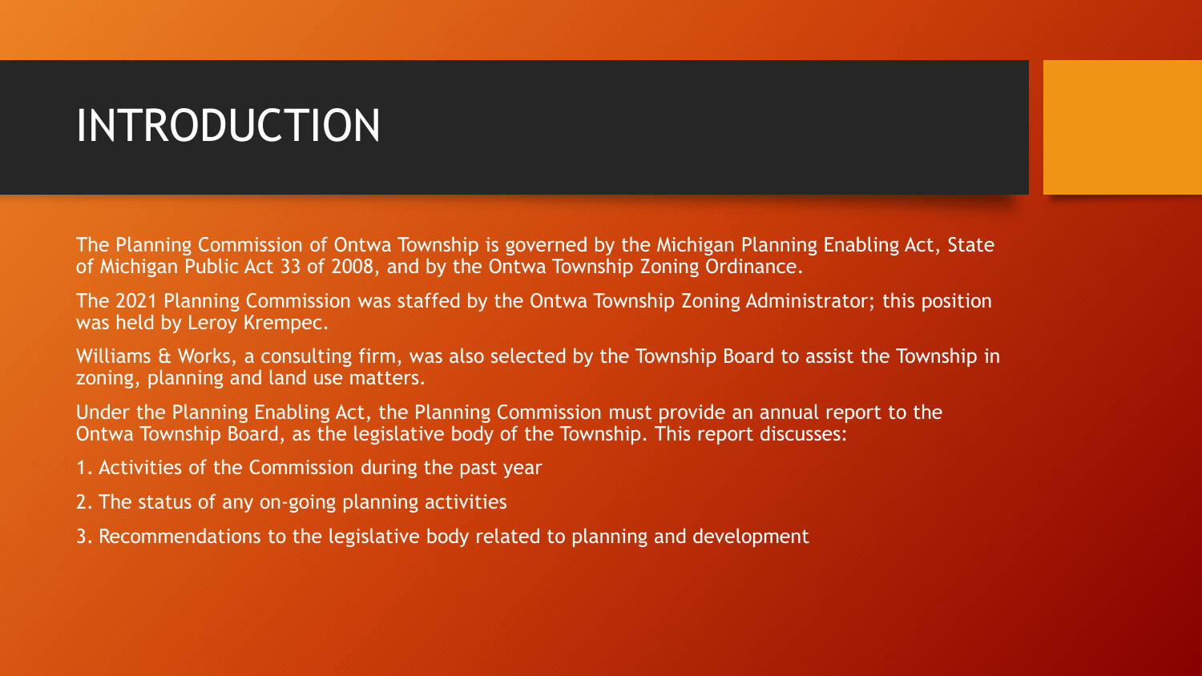# INTRODUCTION

The Planning Commission of Ontwa Township is governed by the Michigan Planning Enabling Act, State of Michigan Public Act 33 of 2008, and by the Ontwa Township Zoning Ordinance.

The 2021 Planning Commission was staffed by the Ontwa Township Zoning Administrator; this position was held by Leroy Krempec.

Williams & Works, a consulting firm, was also selected by the Township Board to assist the Township in zoning, planning and land use matters.

Under the Planning Enabling Act, the Planning Commission must provide an annual report to the Ontwa Township Board, as the legislative body of the Township. This report discusses:

1. Activities of the Commission during the past year
2. The status of any on-going planning activities
3. Recommendations to the legislative body related to planning and development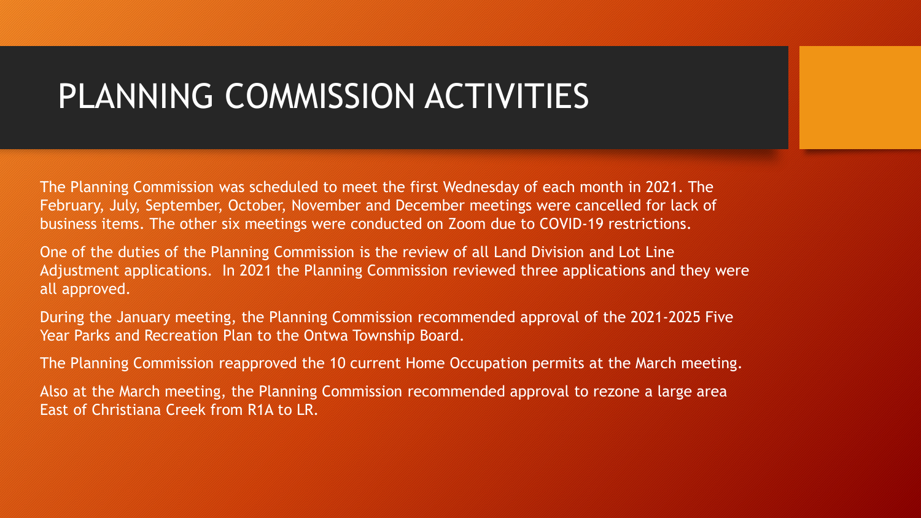# PLANNING COMMISSION ACTIVITIES

The Planning Commission was scheduled to meet the first Wednesday of each month in 2021. The February, July, September, October, November and December meetings were cancelled for lack of business items. The other six meetings were conducted on Zoom due to COVID-19 restrictions.

One of the duties of the Planning Commission is the review of all Land Division and Lot Line Adjustment applications. In 2021 the Planning Commission reviewed three applications and they were all approved.

During the January meeting, the Planning Commission recommended approval of the 2021-2025 Five Year Parks and Recreation Plan to the Ontwa Township Board.

The Planning Commission reapproved the 10 current Home Occupation permits at the March meeting.

Also at the March meeting, the Planning Commission recommended approval to rezone a large area East of Christiana Creek from R1A to LR.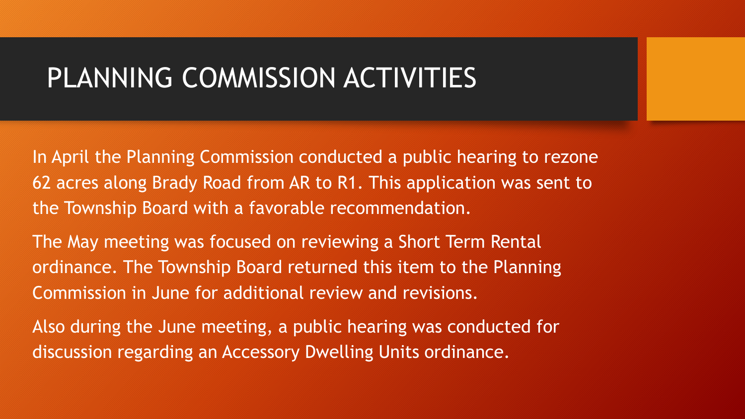# PLANNING COMMISSION ACTIVITIES

In April the Planning Commission conducted a public hearing to rezone 62 acres along Brady Road from AR to R1. This application was sent to the Township Board with a favorable recommendation.

The May meeting was focused on reviewing a Short Term Rental ordinance. The Township Board returned this item to the Planning Commission in June for additional review and revisions.

Also during the June meeting, a public hearing was conducted for discussion regarding an Accessory Dwelling Units ordinance.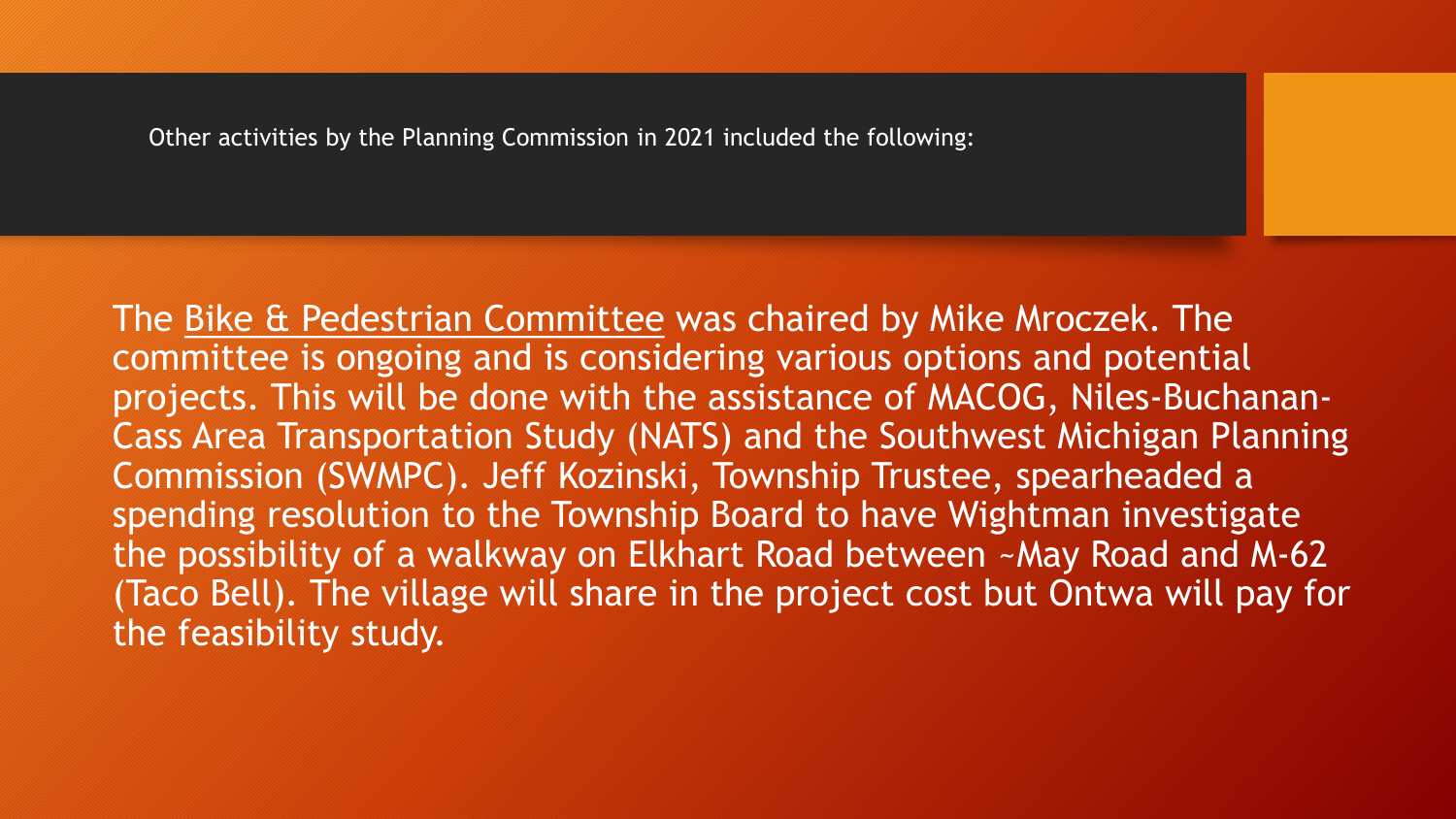Other activities by the Planning Commission in 2021 included the following:

The Bike & Pedestrian Committee was chaired by Mike Mroczek. The committee is ongoing and is considering various options and potential projects. This will be done with the assistance of MACOG, Niles-Buchanan-Cass Area Transportation Study (NATS) and the Southwest Michigan Planning Commission (SWMPC). Jeff Kozinski, Township Trustee, spearheaded a spending resolution to the Township Board to have Wightman investigate the possibility of a walkway on Elkhart Road between ~May Road and M-62 (Taco Bell). The village will share in the project cost but Ontwa will pay for the feasibility study.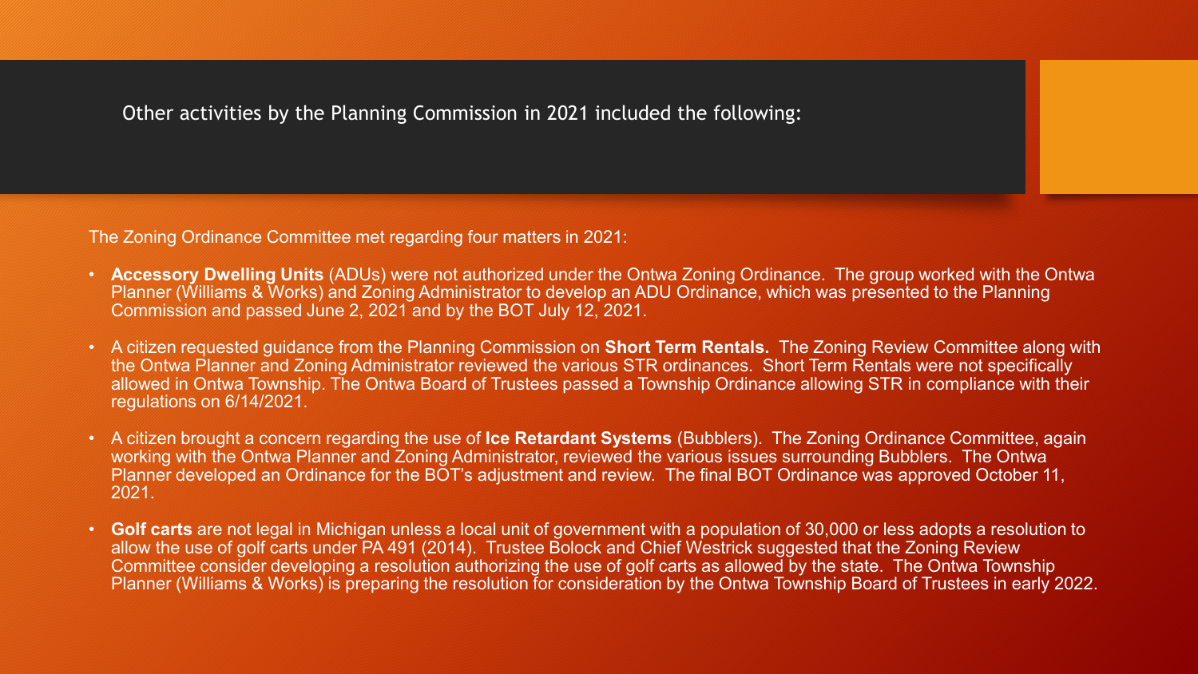## Other activities by the Planning Commission in 2021 included the following:

The Zoning Ordinance Committee met regarding four matters in 2021:

- **Accessory Dwelling Units** (ADUs) were not authorized under the Ontwa Zoning Ordinance. The group worked with the Ontwa Planner (Williams & Works) and Zoning Administrator to develop an ADU Ordinance, which was presented to the Planning Commission and passed June 2, 2021 and by the BOT July 12, 2021.
- A citizen requested guidance from the Planning Commission on **Short Term Rentals.** The Zoning Review Committee along with the Ontwa Planner and Zoning Administrator reviewed the various STR ordinances. Short Term Rentals were not specifically allowed in Ontwa Township. The Ontwa Board of Trustees passed a Township Ordinance allowing STR in compliance with their regulations on 6/14/2021.
- A citizen brought a concern regarding the use of **Ice Retardant Systems** (Bubblers). The Zoning Ordinance Committee, again working with the Ontwa Planner and Zoning Administrator, reviewed the various issues surrounding Bubblers. The Ontwa Planner developed an Ordinance for the BOT's adjustment and review. The final BOT Ordinance was approved October 11, 2021.
- **Golf carts** are not legal in Michigan unless a local unit of government with a population of 30,000 or less adopts a resolution to allow the use of golf carts under PA 491 (2014). Trustee Bolock and Chief Westrick suggested that the Zoning Review Committee consider developing a resolution authorizing the use of golf carts as allowed by the state. The Ontwa Township Planner (Williams & Works) is preparing the resolution for consideration by the Ontwa Township Board of Trustees in early 2022.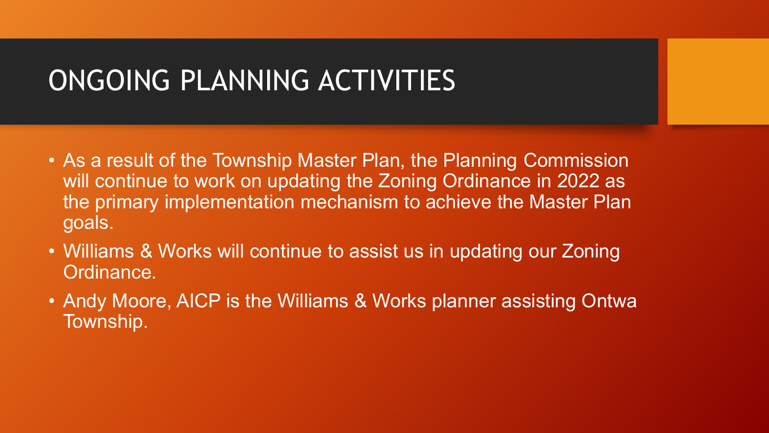# ONGOING PLANNING ACTIVITIES

- As a result of the Township Master Plan, the Planning Commission will continue to work on updating the Zoning Ordinance in 2022 as the primary implementation mechanism to achieve the Master Plan goals.
- Williams & Works will continue to assist us in updating our Zoning Ordinance.
- Andy Moore, AICP is the Williams & Works planner assisting Ontwa Township.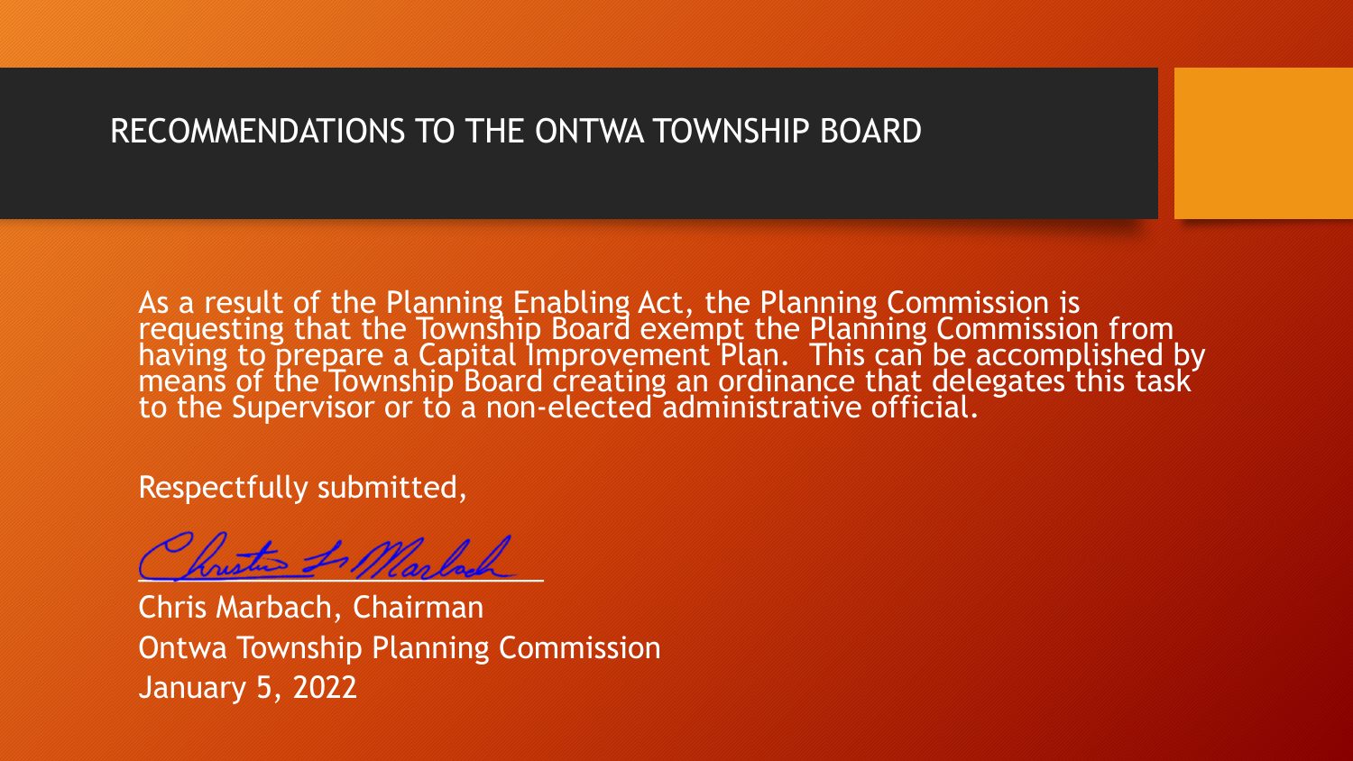# RECOMMENDATIONS TO THE ONTWA TOWNSHIP BOARD

As a result of the Planning Enabling Act, the Planning Commission is requesting that the Township Board exempt the Planning Commission from having to prepare a Capital Improvement Plan. This can be accomplished by means of the Township Board creating an ordinance that delegates this task to the Supervisor or to a non-elected administrative official.

Respectfully submitted,

Chris Marbach, Chairman
Ontwa Township Planning Commission
January 5, 2022